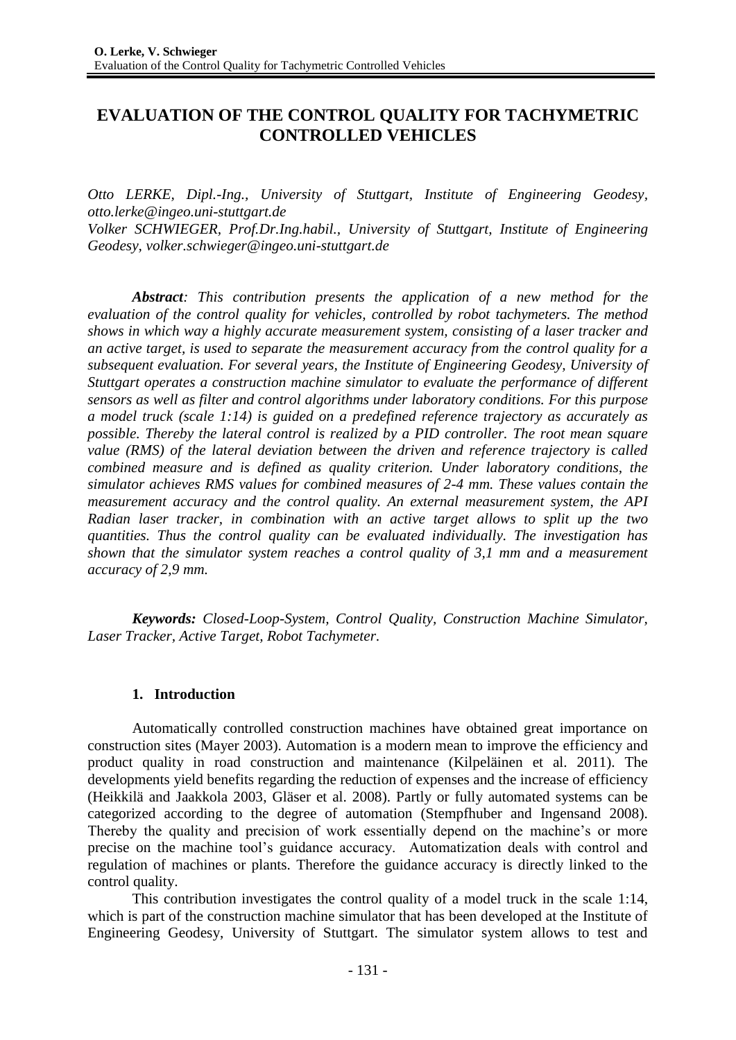# EVALUATION OF THE CONTROL QUALITY FOR TACHYMETRIC CONTROLLED VEHICLES

*Otto LERKE, Dipl.-Ing., University of Stuttgart, Institute of Engineering Geodesy, otto.lerke@ingeo.uni-stuttgart.de*
*Volker SCHWIEGER, Prof.Dr.Ing.habil., University of Stuttgart, Institute of Engineering Geodesy, volker.schwieger@ingeo.uni-stuttgart.de*

***Abstract**: This contribution presents the application of a new method for the evaluation of the control quality for vehicles, controlled by robot tachymeters. The method shows in which way a highly accurate measurement system, consisting of a laser tracker and an active target, is used to separate the measurement accuracy from the control quality for a subsequent evaluation. For several years, the Institute of Engineering Geodesy, University of Stuttgart operates a construction machine simulator to evaluate the performance of different sensors as well as filter and control algorithms under laboratory conditions. For this purpose a model truck (scale 1:14) is guided on a predefined reference trajectory as accurately as possible. Thereby the lateral control is realized by a PID controller. The root mean square value (RMS) of the lateral deviation between the driven and reference trajectory is called combined measure and is defined as quality criterion. Under laboratory conditions, the simulator achieves RMS values for combined measures of 2-4 mm. These values contain the measurement accuracy and the control quality. An external measurement system, the API Radian laser tracker, in combination with an active target allows to split up the two quantities. Thus the control quality can be evaluated individually. The investigation has shown that the simulator system reaches a control quality of 3,1 mm and a measurement accuracy of 2,9 mm.*

***Keywords:** Closed-Loop-System, Control Quality, Construction Machine Simulator, Laser Tracker, Active Target, Robot Tachymeter.*

## 1. Introduction

Automatically controlled construction machines have obtained great importance on construction sites (Mayer 2003). Automation is a modern mean to improve the efficiency and product quality in road construction and maintenance (Kilpeläinen et al. 2011). The developments yield benefits regarding the reduction of expenses and the increase of efficiency (Heikkilä and Jaakkola 2003, Gläser et al. 2008). Partly or fully automated systems can be categorized according to the degree of automation (Stempfhuber and Ingensand 2008). Thereby the quality and precision of work essentially depend on the machine's or more precise on the machine tool's guidance accuracy. Automatization deals with control and regulation of machines or plants. Therefore the guidance accuracy is directly linked to the control quality.

This contribution investigates the control quality of a model truck in the scale 1:14, which is part of the construction machine simulator that has been developed at the Institute of Engineering Geodesy, University of Stuttgart. The simulator system allows to test and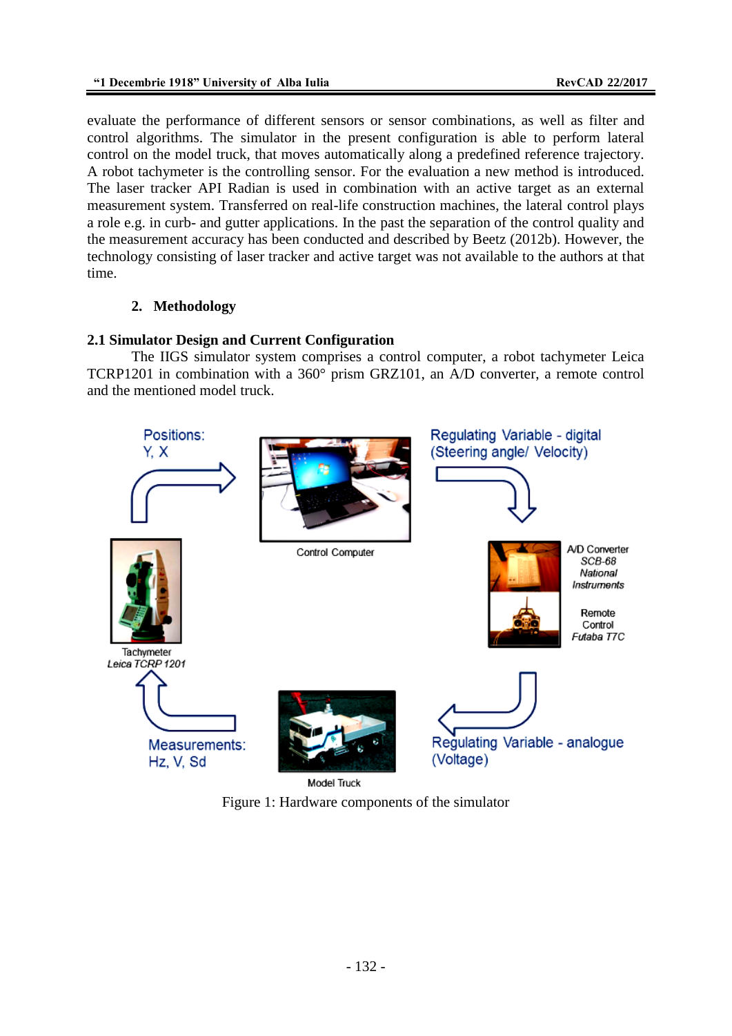evaluate the performance of different sensors or sensor combinations, as well as filter and control algorithms. The simulator in the present configuration is able to perform lateral control on the model truck, that moves automatically along a predefined reference trajectory. A robot tachymeter is the controlling sensor. For the evaluation a new method is introduced. The laser tracker API Radian is used in combination with an active target as an external measurement system. Transferred on real-life construction machines, the lateral control plays a role e.g. in curb- and gutter applications. In the past the separation of the control quality and the measurement accuracy has been conducted and described by Beetz (2012b). However, the technology consisting of laser tracker and active target was not available to the authors at that time.

## 2. Methodology

### 2.1 Simulator Design and Current Configuration

The IIGS simulator system comprises a control computer, a robot tachymeter Leica TCRP1201 in combination with a 360° prism GRZ101, an A/D converter, a remote control and the mentioned model truck.

Figure 1: Hardware components of the simulator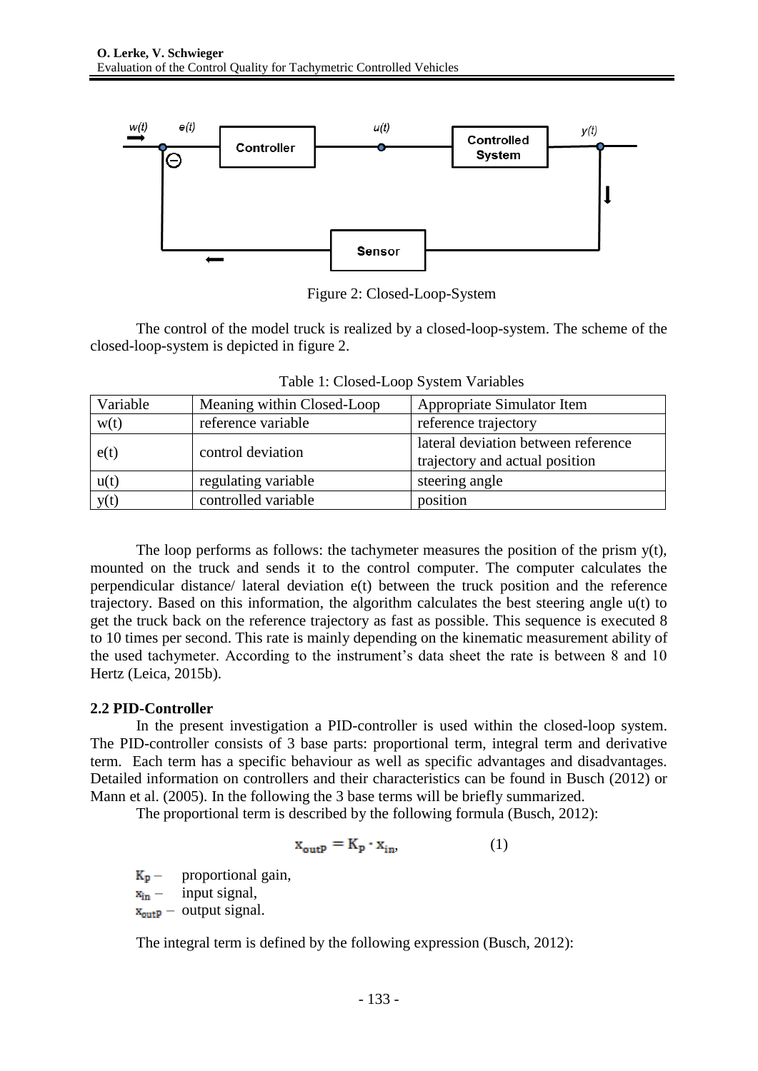Figure 2: Closed-Loop-System

The control of the model truck is realized by a closed-loop-system. The scheme of the closed-loop-system is depicted in figure 2.

Table 1: Closed-Loop System Variables

| Variable | Meaning within Closed-Loop | Appropriate Simulator Item |
|---|---|---|
| w(t) | reference variable | reference trajectory |
| e(t) | control deviation | lateral deviation between reference trajectory and actual position |
| u(t) | regulating variable | steering angle |
| y(t) | controlled variable | position |

The loop performs as follows: the tachymeter measures the position of the prism y(t), mounted on the truck and sends it to the control computer. The computer calculates the perpendicular distance/ lateral deviation e(t) between the truck position and the reference trajectory. Based on this information, the algorithm calculates the best steering angle u(t) to get the truck back on the reference trajectory as fast as possible. This sequence is executed 8 to 10 times per second. This rate is mainly depending on the kinematic measurement ability of the used tachymeter. According to the instrument's data sheet the rate is between 8 and 10 Hertz (Leica, 2015b).

### 2.2 PID-Controller

In the present investigation a PID-controller is used within the closed-loop system. The PID-controller consists of 3 base parts: proportional term, integral term and derivative term. Each term has a specific behaviour as well as specific advantages and disadvantages. Detailed information on controllers and their characteristics can be found in Busch (2012) or Mann et al. (2005). In the following the 3 base terms will be briefly summarized.

The proportional term is described by the following formula (Busch, 2012):

$$x_{outP} = K_p \cdot x_{in}, \qquad (1)$$

$K_p$ – proportional gain,
$x_{in}$ – input signal,
$x_{outP}$ – output signal.

The integral term is defined by the following expression (Busch, 2012):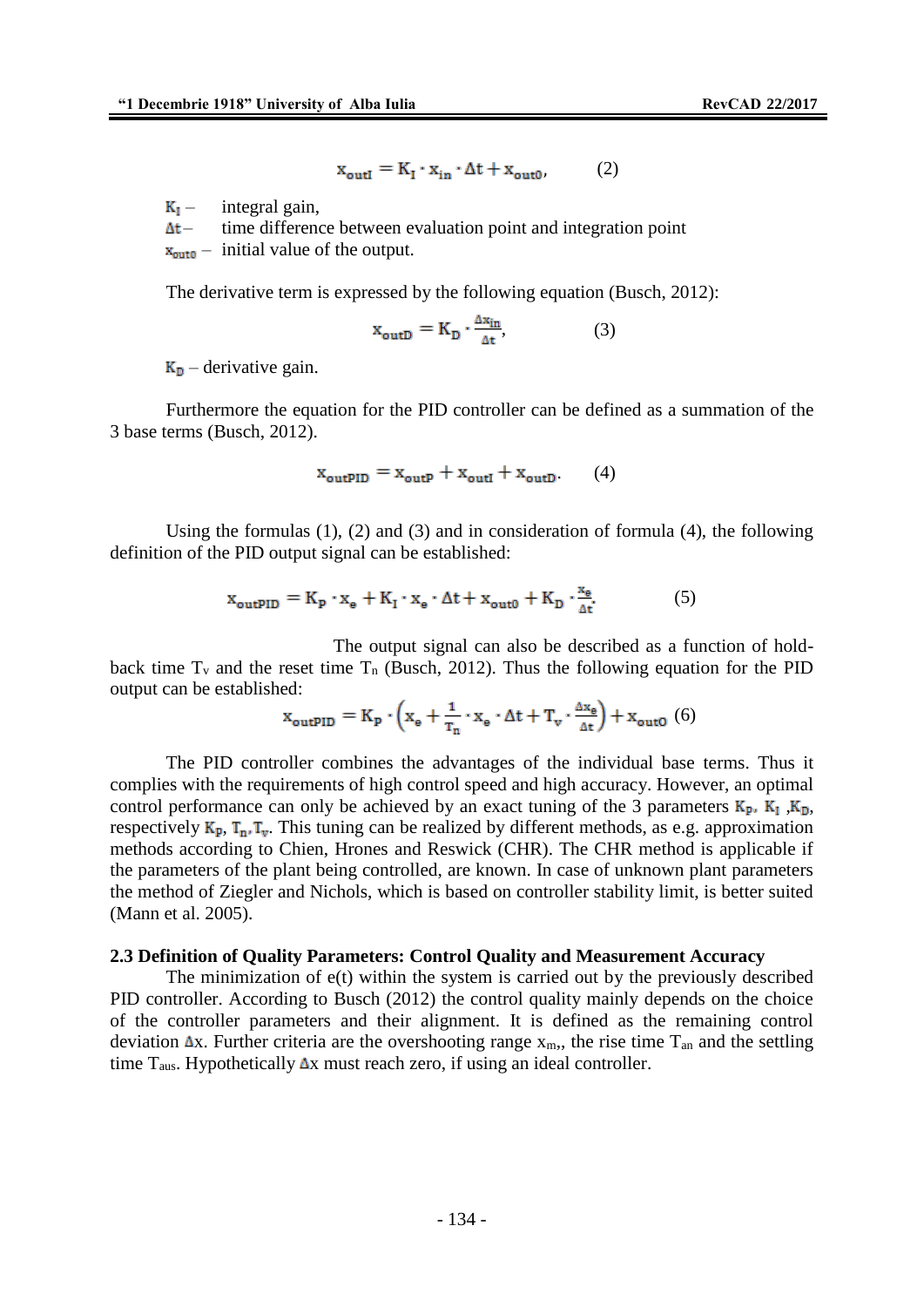$$x_{outI} = K_I \cdot x_{in} \cdot \Delta t + x_{out0}, \qquad (2)$$

$K_I$ – integral gain,
$\Delta t$ – time difference between evaluation point and integration point
$x_{out0}$ – initial value of the output.

The derivative term is expressed by the following equation (Busch, 2012):

$$x_{outD} = K_D \cdot \frac{\Delta x_{in}}{\Delta t}, \qquad (3)$$

$K_D$ – derivative gain.

Furthermore the equation for the PID controller can be defined as a summation of the 3 base terms (Busch, 2012).

$$x_{outPID} = x_{outP} + x_{outI} + x_{outD}. \qquad (4)$$

Using the formulas (1), (2) and (3) and in consideration of formula (4), the following definition of the PID output signal can be established:

$$x_{outPID} = K_P \cdot x_e + K_I \cdot x_e \cdot \Delta t + x_{out0} + K_D \cdot \frac{x_e}{\Delta t}. \qquad (5)$$

The output signal can also be described as a function of hold-back time $T_v$ and the reset time $T_n$ (Busch, 2012). Thus the following equation for the PID output can be established:

$$x_{outPID} = K_P \cdot \left( x_e + \frac{1}{T_n} \cdot x_e \cdot \Delta t + T_v \cdot \frac{\Delta x_e}{\Delta t} \right) + x_{out0} \quad (6)$$

The PID controller combines the advantages of the individual base terms. Thus it complies with the requirements of high control speed and high accuracy. However, an optimal control performance can only be achieved by an exact tuning of the 3 parameters $K_P$, $K_I$, $K_D$, respectively $K_P$, $T_n$, $T_v$. This tuning can be realized by different methods, as e.g. approximation methods according to Chien, Hrones and Reswick (CHR). The CHR method is applicable if the parameters of the plant being controlled, are known. In case of unknown plant parameters the method of Ziegler and Nichols, which is based on controller stability limit, is better suited (Mann et al. 2005).

### 2.3 Definition of Quality Parameters: Control Quality and Measurement Accuracy

The minimization of e(t) within the system is carried out by the previously described PID controller. According to Busch (2012) the control quality mainly depends on the choice of the controller parameters and their alignment. It is defined as the remaining control deviation $\Delta x$. Further criteria are the overshooting range $x_m$,, the rise time $T_{an}$ and the settling time $T_{aus}$. Hypothetically $\Delta x$ must reach zero, if using an ideal controller.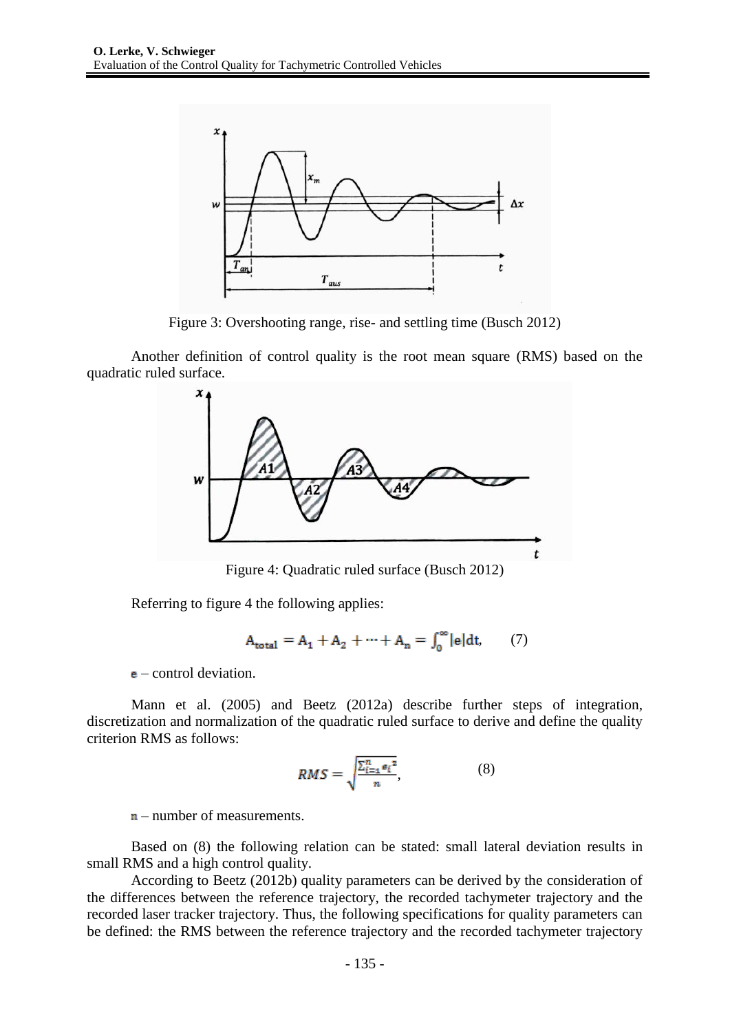Figure 3: Overshooting range, rise- and settling time (Busch 2012)

Another definition of control quality is the root mean square (RMS) based on the quadratic ruled surface.

Figure 4: Quadratic ruled surface (Busch 2012)

Referring to figure 4 the following applies:

$$A_{total} = A_1 + A_2 + \cdots + A_n = \int_0^{\infty} |e| dt, \qquad (7)$$

$e$ – control deviation.

Mann et al. (2005) and Beetz (2012a) describe further steps of integration, discretization and normalization of the quadratic ruled surface to derive and define the quality criterion RMS as follows:

$$RMS = \sqrt{\frac{\sum_{i=1}^{n} e_i^2}{n}}, \qquad (8)$$

$n$ – number of measurements.

Based on (8) the following relation can be stated: small lateral deviation results in small RMS and a high control quality.

According to Beetz (2012b) quality parameters can be derived by the consideration of the differences between the reference trajectory, the recorded tachymeter trajectory and the recorded laser tracker trajectory. Thus, the following specifications for quality parameters can be defined: the RMS between the reference trajectory and the recorded tachymeter trajectory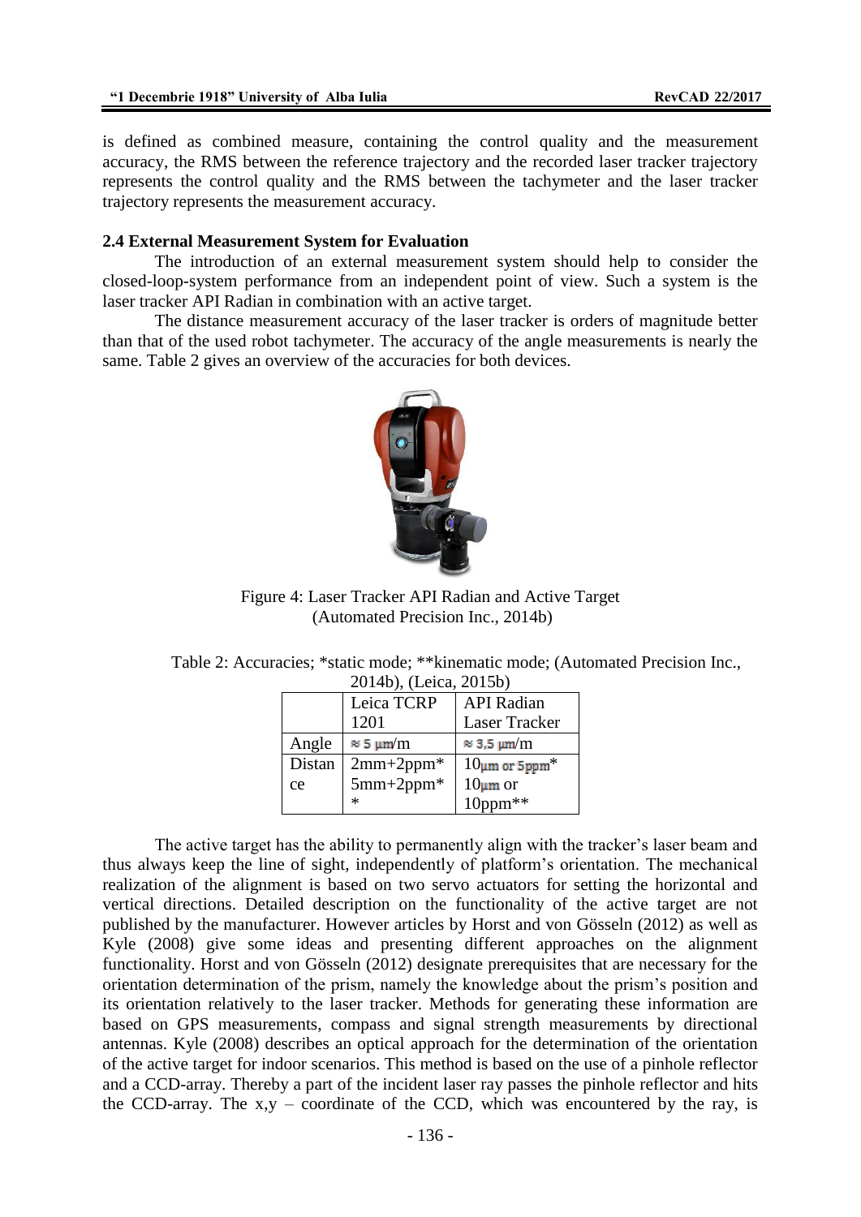is defined as combined measure, containing the control quality and the measurement accuracy, the RMS between the reference trajectory and the recorded laser tracker trajectory represents the control quality and the RMS between the tachymeter and the laser tracker trajectory represents the measurement accuracy.

### 2.4 External Measurement System for Evaluation

The introduction of an external measurement system should help to consider the closed-loop-system performance from an independent point of view. Such a system is the laser tracker API Radian in combination with an active target.

The distance measurement accuracy of the laser tracker is orders of magnitude better than that of the used robot tachymeter. The accuracy of the angle measurements is nearly the same. Table 2 gives an overview of the accuracies for both devices.

Figure 4: Laser Tracker API Radian and Active Target (Automated Precision Inc., 2014b)

Table 2: Accuracies; *static mode; **kinematic mode; (Automated Precision Inc., 2014b), (Leica, 2015b)

| | Leica TCRP 1201 | API Radian Laser Tracker |
|---|---|---|
| Angle | ≈ 5 µm/m | ≈ 3,5 µm/m |
| Distance | 2mm+2ppm* 5mm+2ppm** | 10µm or 5ppm* 10µm or 10ppm** |

The active target has the ability to permanently align with the tracker's laser beam and thus always keep the line of sight, independently of platform's orientation. The mechanical realization of the alignment is based on two servo actuators for setting the horizontal and vertical directions. Detailed description on the functionality of the active target are not published by the manufacturer. However articles by Horst and von Gösseln (2012) as well as Kyle (2008) give some ideas and presenting different approaches on the alignment functionality. Horst and von Gösseln (2012) designate prerequisites that are necessary for the orientation determination of the prism, namely the knowledge about the prism's position and its orientation relatively to the laser tracker. Methods for generating these information are based on GPS measurements, compass and signal strength measurements by directional antennas. Kyle (2008) describes an optical approach for the determination of the orientation of the active target for indoor scenarios. This method is based on the use of a pinhole reflector and a CCD-array. Thereby a part of the incident laser ray passes the pinhole reflector and hits the CCD-array. The x,y – coordinate of the CCD, which was encountered by the ray, is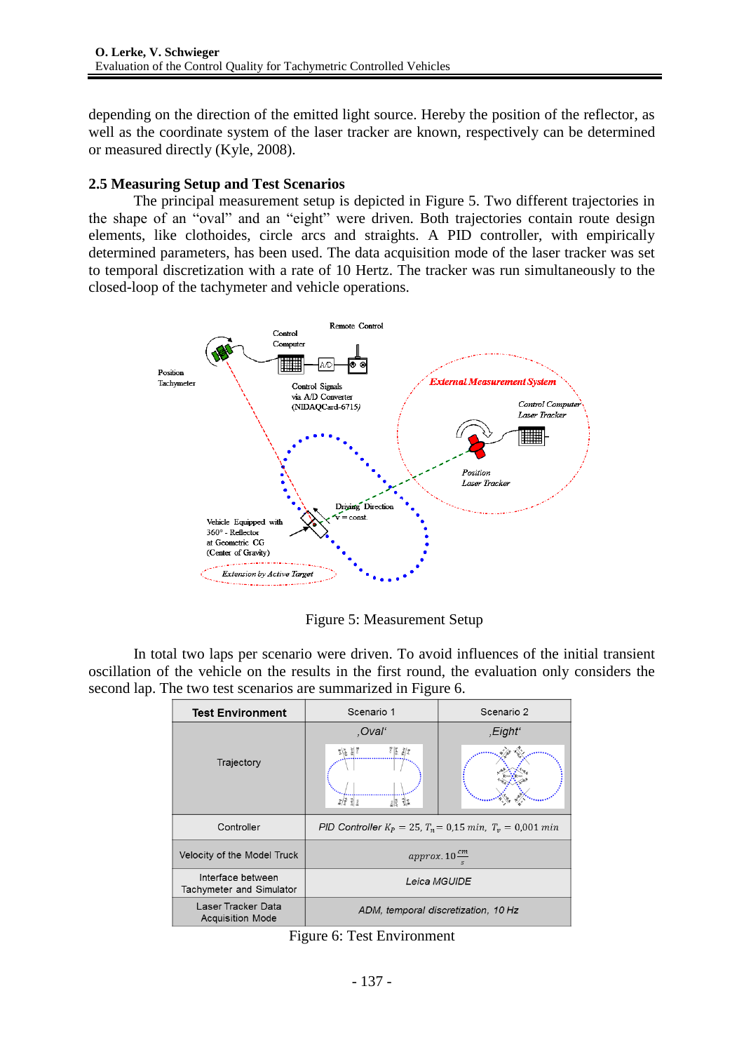depending on the direction of the emitted light source. Hereby the position of the reflector, as well as the coordinate system of the laser tracker are known, respectively can be determined or measured directly (Kyle, 2008).

### 2.5 Measuring Setup and Test Scenarios

The principal measurement setup is depicted in Figure 5. Two different trajectories in the shape of an "oval" and an "eight" were driven. Both trajectories contain route design elements, like clothoides, circle arcs and straights. A PID controller, with empirically determined parameters, has been used. The data acquisition mode of the laser tracker was set to temporal discretization with a rate of 10 Hertz. The tracker was run simultaneously to the closed-loop of the tachymeter and vehicle operations.

Figure 5: Measurement Setup

In total two laps per scenario were driven. To avoid influences of the initial transient oscillation of the vehicle on the results in the first round, the evaluation only considers the second lap. The two test scenarios are summarized in Figure 6.

| Test Environment | Scenario 1 | Scenario 2 |
|---|---|---|
| Trajectory | ‚Oval' | ‚Eight' |
| Controller | *PID Controller* $K_P = 25,\ T_n = 0{,}15\ min,\ T_v = 0{,}001\ min$ | |
| Velocity of the Model Truck | $approx.\ 10\,\frac{cm}{s}$ | |
| Interface between Tachymeter and Simulator | *Leica MGUIDE* | |
| Laser Tracker Data Acquisition Mode | *ADM, temporal discretization, 10 Hz* | |

Figure 6: Test Environment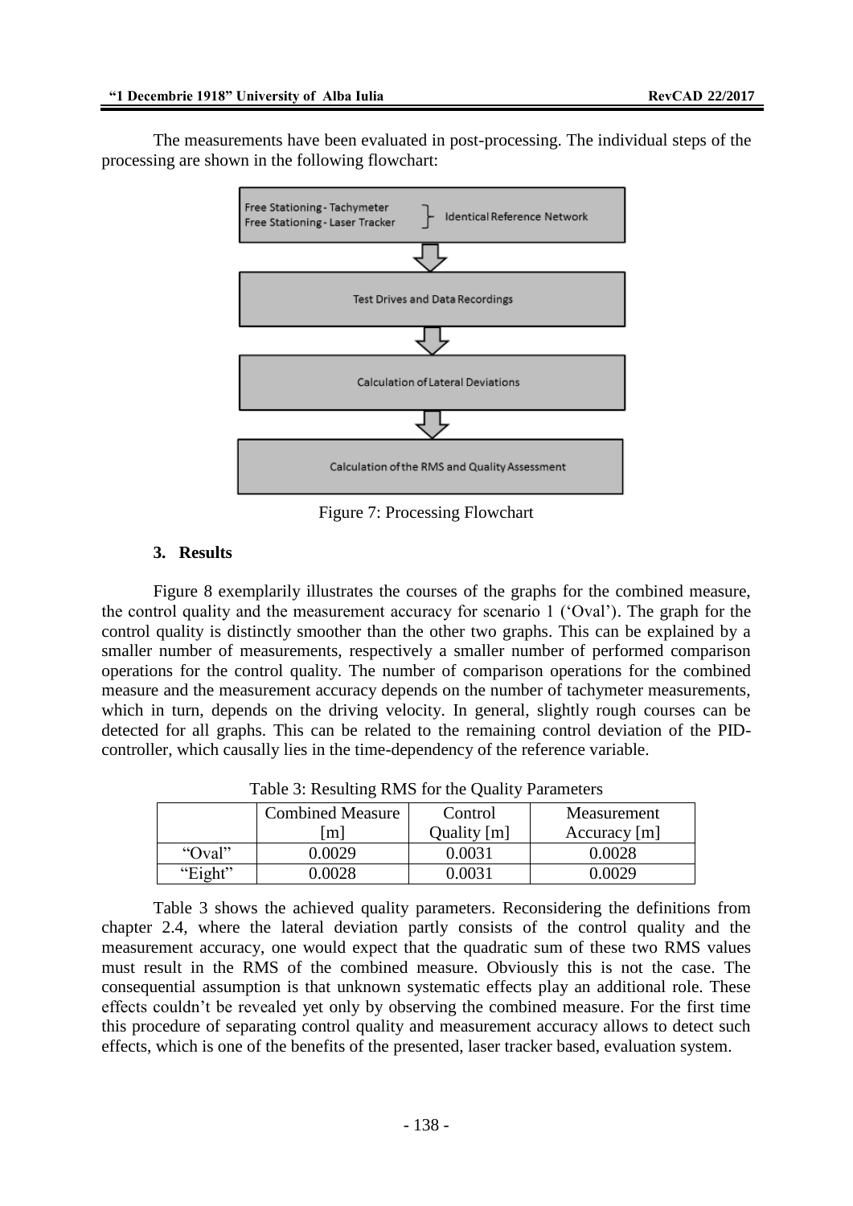The measurements have been evaluated in post-processing. The individual steps of the processing are shown in the following flowchart:

Free Stationing - Tachymeter
Free Stationing - Laser Tracker
Identical Reference Network

Test Drives and Data Recordings

Calculation of Lateral Deviations

Calculation of the RMS and Quality Assessment

Figure 7: Processing Flowchart

## 3. Results

Figure 8 exemplarily illustrates the courses of the graphs for the combined measure, the control quality and the measurement accuracy for scenario 1 ('Oval'). The graph for the control quality is distinctly smoother than the other two graphs. This can be explained by a smaller number of measurements, respectively a smaller number of performed comparison operations for the control quality. The number of comparison operations for the combined measure and the measurement accuracy depends on the number of tachymeter measurements, which in turn, depends on the driving velocity. In general, slightly rough courses can be detected for all graphs. This can be related to the remaining control deviation of the PID-controller, which causally lies in the time-dependency of the reference variable.

Table 3: Resulting RMS for the Quality Parameters

| | Combined Measure [m] | Control Quality [m] | Measurement Accuracy [m] |
|---|---|---|---|
| "Oval" | 0.0029 | 0.0031 | 0.0028 |
| "Eight" | 0.0028 | 0.0031 | 0.0029 |

Table 3 shows the achieved quality parameters. Reconsidering the definitions from chapter 2.4, where the lateral deviation partly consists of the control quality and the measurement accuracy, one would expect that the quadratic sum of these two RMS values must result in the RMS of the combined measure. Obviously this is not the case. The consequential assumption is that unknown systematic effects play an additional role. These effects couldn't be revealed yet only by observing the combined measure. For the first time this procedure of separating control quality and measurement accuracy allows to detect such effects, which is one of the benefits of the presented, laser tracker based, evaluation system.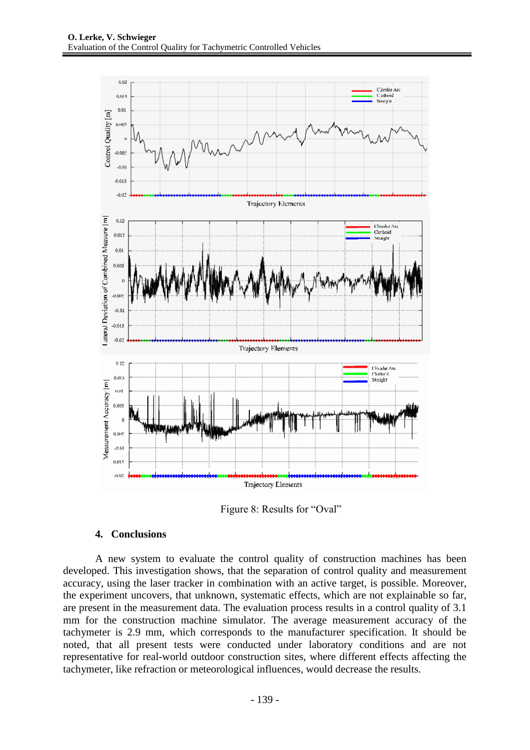Figure 8: Results for “Oval”

## 4. Conclusions

A new system to evaluate the control quality of construction machines has been developed. This investigation shows, that the separation of control quality and measurement accuracy, using the laser tracker in combination with an active target, is possible. Moreover, the experiment uncovers, that unknown, systematic effects, which are not explainable so far, are present in the measurement data. The evaluation process results in a control quality of 3.1 mm for the construction machine simulator. The average measurement accuracy of the tachymeter is 2.9 mm, which corresponds to the manufacturer specification. It should be noted, that all present tests were conducted under laboratory conditions and are not representative for real-world outdoor construction sites, where different effects affecting the tachymeter, like refraction or meteorological influences, would decrease the results.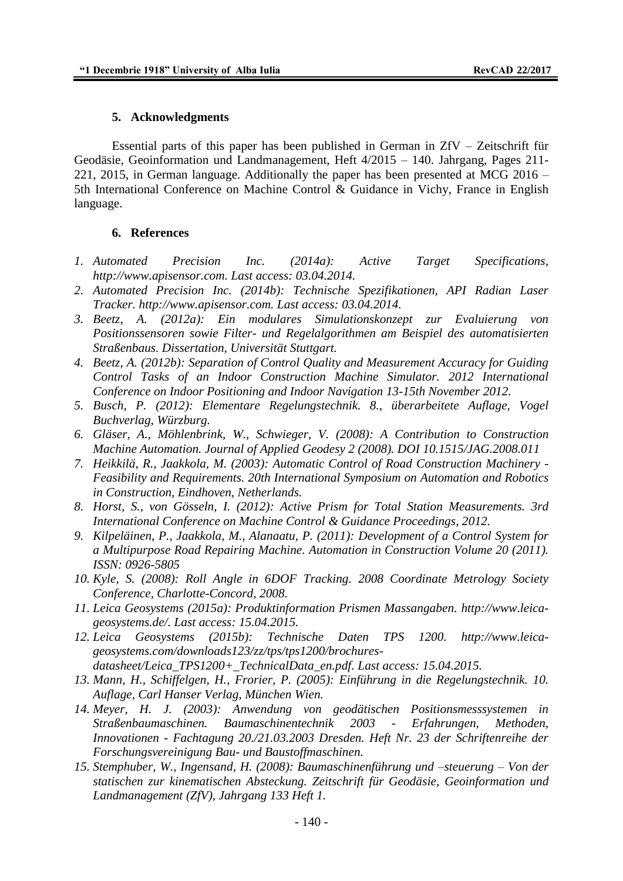## 5. Acknowledgments

Essential parts of this paper has been published in German in ZfV – Zeitschrift für Geodäsie, Geoinformation und Landmanagement, Heft 4/2015 – 140. Jahrgang, Pages 211-221, 2015, in German language. Additionally the paper has been presented at MCG 2016 – 5th International Conference on Machine Control & Guidance in Vichy, France in English language.

## 6. References

1. *Automated Precision Inc. (2014a): Active Target Specifications, http://www.apisensor.com. Last access: 03.04.2014.*
2. *Automated Precision Inc. (2014b): Technische Spezifikationen, API Radian Laser Tracker. http://www.apisensor.com. Last access: 03.04.2014.*
3. *Beetz, A. (2012a): Ein modulares Simulationskonzept zur Evaluierung von Positionssensoren sowie Filter- und Regelalgorithmen am Beispiel des automatisierten Straßenbaus. Dissertation, Universität Stuttgart.*
4. *Beetz, A. (2012b): Separation of Control Quality and Measurement Accuracy for Guiding Control Tasks of an Indoor Construction Machine Simulator. 2012 International Conference on Indoor Positioning and Indoor Navigation 13-15th November 2012.*
5. *Busch, P. (2012): Elementare Regelungstechnik. 8., überarbeitete Auflage, Vogel Buchverlag, Würzburg.*
6. *Gläser, A., Möhlenbrink, W., Schwieger, V. (2008): A Contribution to Construction Machine Automation. Journal of Applied Geodesy 2 (2008). DOI 10.1515/JAG.2008.011*
7. *Heikkilä, R., Jaakkola, M. (2003): Automatic Control of Road Construction Machinery - Feasibility and Requirements. 20th International Symposium on Automation and Robotics in Construction, Eindhoven, Netherlands.*
8. *Horst, S., von Gösseln, I. (2012): Active Prism for Total Station Measurements. 3rd International Conference on Machine Control & Guidance Proceedings, 2012.*
9. *Kilpeläinen, P., Jaakkola, M., Alanaatu, P. (2011): Development of a Control System for a Multipurpose Road Repairing Machine. Automation in Construction Volume 20 (2011). ISSN: 0926-5805*
10. *Kyle, S. (2008): Roll Angle in 6DOF Tracking. 2008 Coordinate Metrology Society Conference, Charlotte-Concord, 2008.*
11. *Leica Geosystems (2015a): Produktinformation Prismen Massangaben. http://www.leica-geosystems.de/. Last access: 15.04.2015.*
12. *Leica Geosystems (2015b): Technische Daten TPS 1200. http://www.leica-geosystems.com/downloads123/zz/tps/tps1200/brochures-datasheet/Leica_TPS1200+_TechnicalData_en.pdf. Last access: 15.04.2015.*
13. *Mann, H., Schiffelgen, H., Frorier, P. (2005): Einführung in die Regelungstechnik. 10. Auflage, Carl Hanser Verlag, München Wien.*
14. *Meyer, H. J. (2003): Anwendung von geodätischen Positionsmesssystemen in Straßenbaumaschinen. Baumaschinentechnik 2003 - Erfahrungen, Methoden, Innovationen - Fachtagung 20./21.03.2003 Dresden. Heft Nr. 23 der Schriftenreihe der Forschungsvereinigung Bau- und Baustoffmaschinen.*
15. *Stemphuber, W., Ingensand, H. (2008): Baumaschinenführung und –steuerung – Von der statischen zur kinematischen Absteckung. Zeitschrift für Geodäsie, Geoinformation und Landmanagement (ZfV), Jahrgang 133 Heft 1.*